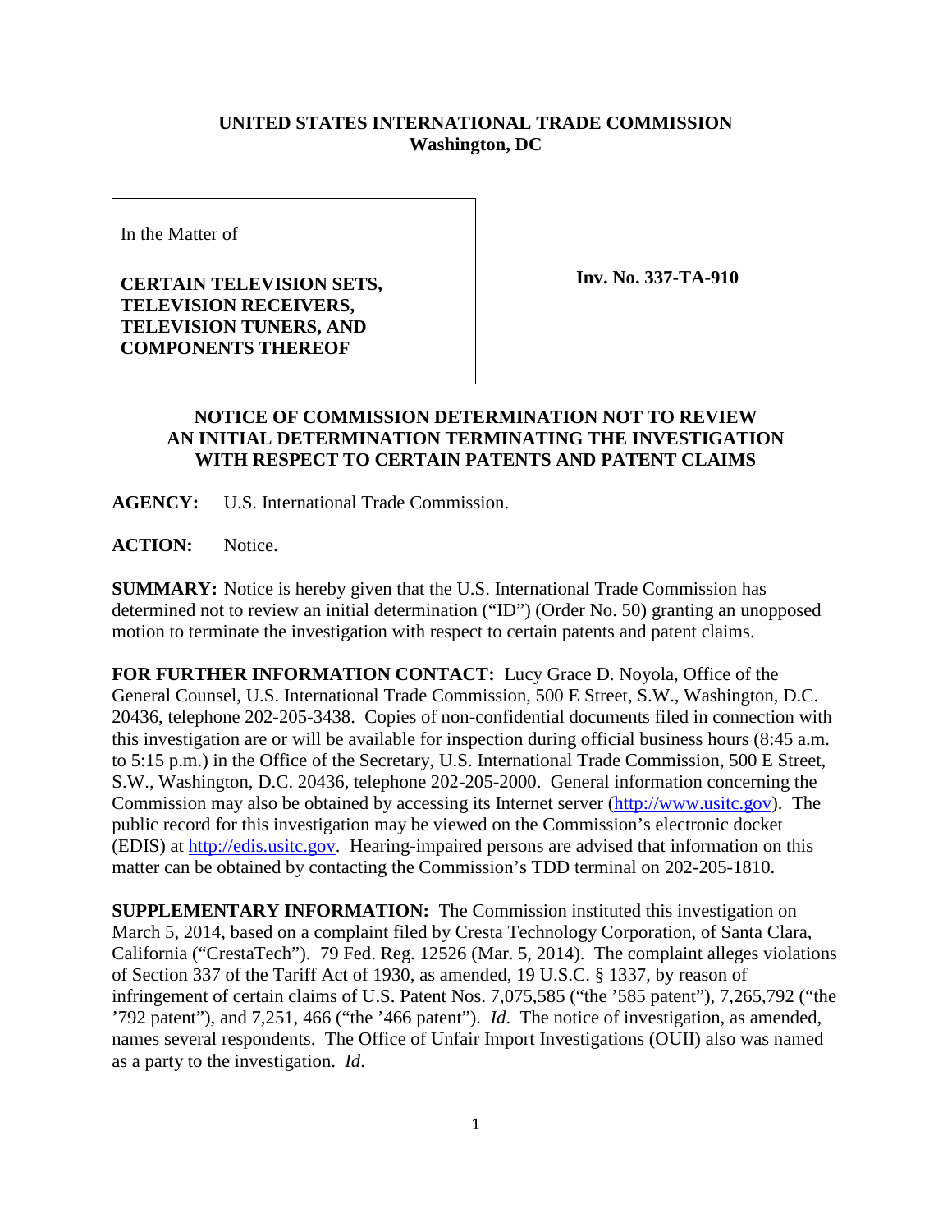**UNITED STATES INTERNATIONAL TRADE COMMISSION**
**Washington, DC**

In the Matter of

**CERTAIN TELEVISION SETS, TELEVISION RECEIVERS, TELEVISION TUNERS, AND COMPONENTS THEREOF**

**Inv. No. 337-TA-910**

## NOTICE OF COMMISSION DETERMINATION NOT TO REVIEW AN INITIAL DETERMINATION TERMINATING THE INVESTIGATION WITH RESPECT TO CERTAIN PATENTS AND PATENT CLAIMS

**AGENCY:** U.S. International Trade Commission.

**ACTION:** Notice.

**SUMMARY:** Notice is hereby given that the U.S. International Trade Commission has determined not to review an initial determination ("ID") (Order No. 50) granting an unopposed motion to terminate the investigation with respect to certain patents and patent claims.

**FOR FURTHER INFORMATION CONTACT:** Lucy Grace D. Noyola, Office of the General Counsel, U.S. International Trade Commission, 500 E Street, S.W., Washington, D.C. 20436, telephone 202-205-3438. Copies of non-confidential documents filed in connection with this investigation are or will be available for inspection during official business hours (8:45 a.m. to 5:15 p.m.) in the Office of the Secretary, U.S. International Trade Commission, 500 E Street, S.W., Washington, D.C. 20436, telephone 202-205-2000. General information concerning the Commission may also be obtained by accessing its Internet server (http://www.usitc.gov). The public record for this investigation may be viewed on the Commission's electronic docket (EDIS) at http://edis.usitc.gov. Hearing-impaired persons are advised that information on this matter can be obtained by contacting the Commission's TDD terminal on 202-205-1810.

**SUPPLEMENTARY INFORMATION:** The Commission instituted this investigation on March 5, 2014, based on a complaint filed by Cresta Technology Corporation, of Santa Clara, California ("CrestaTech"). 79 Fed. Reg. 12526 (Mar. 5, 2014). The complaint alleges violations of Section 337 of the Tariff Act of 1930, as amended, 19 U.S.C. § 1337, by reason of infringement of certain claims of U.S. Patent Nos. 7,075,585 ("the '585 patent"), 7,265,792 ("the '792 patent"), and 7,251, 466 ("the '466 patent"). *Id*. The notice of investigation, as amended, names several respondents. The Office of Unfair Import Investigations (OUII) also was named as a party to the investigation. *Id*.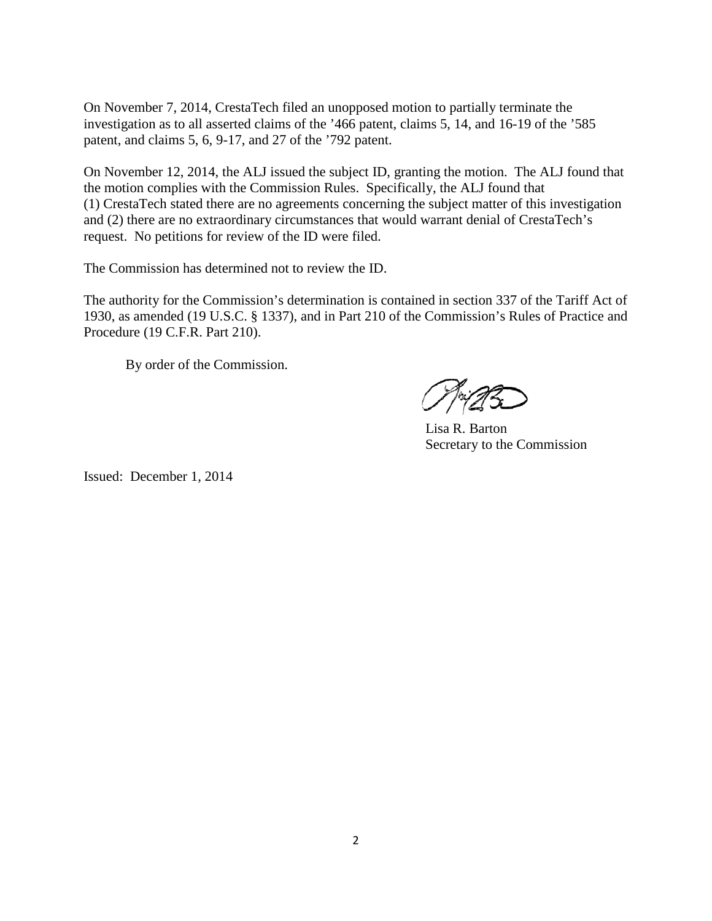On November 7, 2014, CrestaTech filed an unopposed motion to partially terminate the investigation as to all asserted claims of the ’466 patent, claims 5, 14, and 16-19 of the ’585 patent, and claims 5, 6, 9-17, and 27 of the ’792 patent.

On November 12, 2014, the ALJ issued the subject ID, granting the motion. The ALJ found that the motion complies with the Commission Rules. Specifically, the ALJ found that (1) CrestaTech stated there are no agreements concerning the subject matter of this investigation and (2) there are no extraordinary circumstances that would warrant denial of CrestaTech’s request. No petitions for review of the ID were filed.

The Commission has determined not to review the ID.

The authority for the Commission’s determination is contained in section 337 of the Tariff Act of 1930, as amended (19 U.S.C. § 1337), and in Part 210 of the Commission’s Rules of Practice and Procedure (19 C.F.R. Part 210).

By order of the Commission.

Lisa R. Barton
Secretary to the Commission

Issued: December 1, 2014